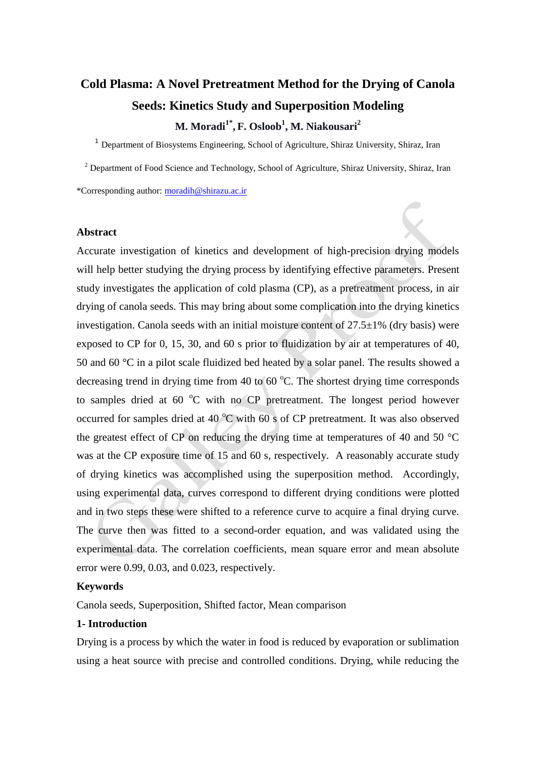# Cold Plasma: A Novel Pretreatment Method for the Drying of Canola Seeds: Kinetics Study and Superposition Modeling

**M. Moradi[1*], F. Osloob[1], M. Niakousari[2]**

[1] Department of Biosystems Engineering, School of Agriculture, Shiraz University, Shiraz, Iran

[2] Department of Food Science and Technology, School of Agriculture, Shiraz University, Shiraz, Iran

*Corresponding author: moradih@shirazu.ac.ir

### Abstract

Accurate investigation of kinetics and development of high-precision drying models will help better studying the drying process by identifying effective parameters. Present study investigates the application of cold plasma (CP), as a pretreatment process, in air drying of canola seeds. This may bring about some complication into the drying kinetics investigation. Canola seeds with an initial moisture content of 27.5±1% (dry basis) were exposed to CP for 0, 15, 30, and 60 s prior to fluidization by air at temperatures of 40, 50 and 60 °C in a pilot scale fluidized bed heated by a solar panel. The results showed a decreasing trend in drying time from 40 to 60 °C. The shortest drying time corresponds to samples dried at 60 °C with no CP pretreatment. The longest period however occurred for samples dried at 40 °C with 60 s of CP pretreatment. It was also observed the greatest effect of CP on reducing the drying time at temperatures of 40 and 50 °C was at the CP exposure time of 15 and 60 s, respectively. A reasonably accurate study of drying kinetics was accomplished using the superposition method. Accordingly, using experimental data, curves correspond to different drying conditions were plotted and in two steps these were shifted to a reference curve to acquire a final drying curve. The curve then was fitted to a second-order equation, and was validated using the experimental data. The correlation coefficients, mean square error and mean absolute error were 0.99, 0.03, and 0.023, respectively.

### Keywords

Canola seeds, Superposition, Shifted factor, Mean comparison

### 1- Introduction

Drying is a process by which the water in food is reduced by evaporation or sublimation using a heat source with precise and controlled conditions. Drying, while reducing the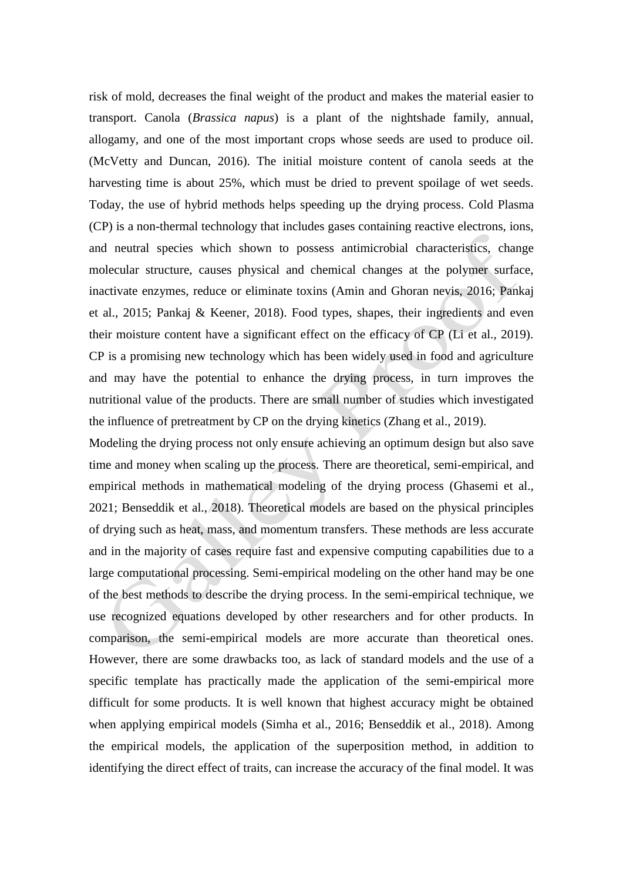risk of mold, decreases the final weight of the product and makes the material easier to transport. Canola (*Brassica napus*) is a plant of the nightshade family, annual, allogamy, and one of the most important crops whose seeds are used to produce oil. (McVetty and Duncan, 2016). The initial moisture content of canola seeds at the harvesting time is about 25%, which must be dried to prevent spoilage of wet seeds. Today, the use of hybrid methods helps speeding up the drying process. Cold Plasma (CP) is a non-thermal technology that includes gases containing reactive electrons, ions, and neutral species which shown to possess antimicrobial characteristics, change molecular structure, causes physical and chemical changes at the polymer surface, inactivate enzymes, reduce or eliminate toxins (Amin and Ghoran nevis, 2016; Pankaj et al., 2015; Pankaj & Keener, 2018). Food types, shapes, their ingredients and even their moisture content have a significant effect on the efficacy of CP (Li et al., 2019). CP is a promising new technology which has been widely used in food and agriculture and may have the potential to enhance the drying process, in turn improves the nutritional value of the products. There are small number of studies which investigated the influence of pretreatment by CP on the drying kinetics (Zhang et al., 2019).

Modeling the drying process not only ensure achieving an optimum design but also save time and money when scaling up the process. There are theoretical, semi-empirical, and empirical methods in mathematical modeling of the drying process (Ghasemi et al., 2021; Benseddik et al., 2018). Theoretical models are based on the physical principles of drying such as heat, mass, and momentum transfers. These methods are less accurate and in the majority of cases require fast and expensive computing capabilities due to a large computational processing. Semi-empirical modeling on the other hand may be one of the best methods to describe the drying process. In the semi-empirical technique, we use recognized equations developed by other researchers and for other products. In comparison, the semi-empirical models are more accurate than theoretical ones. However, there are some drawbacks too, as lack of standard models and the use of a specific template has practically made the application of the semi-empirical more difficult for some products. It is well known that highest accuracy might be obtained when applying empirical models (Simha et al., 2016; Benseddik et al., 2018). Among the empirical models, the application of the superposition method, in addition to identifying the direct effect of traits, can increase the accuracy of the final model. It was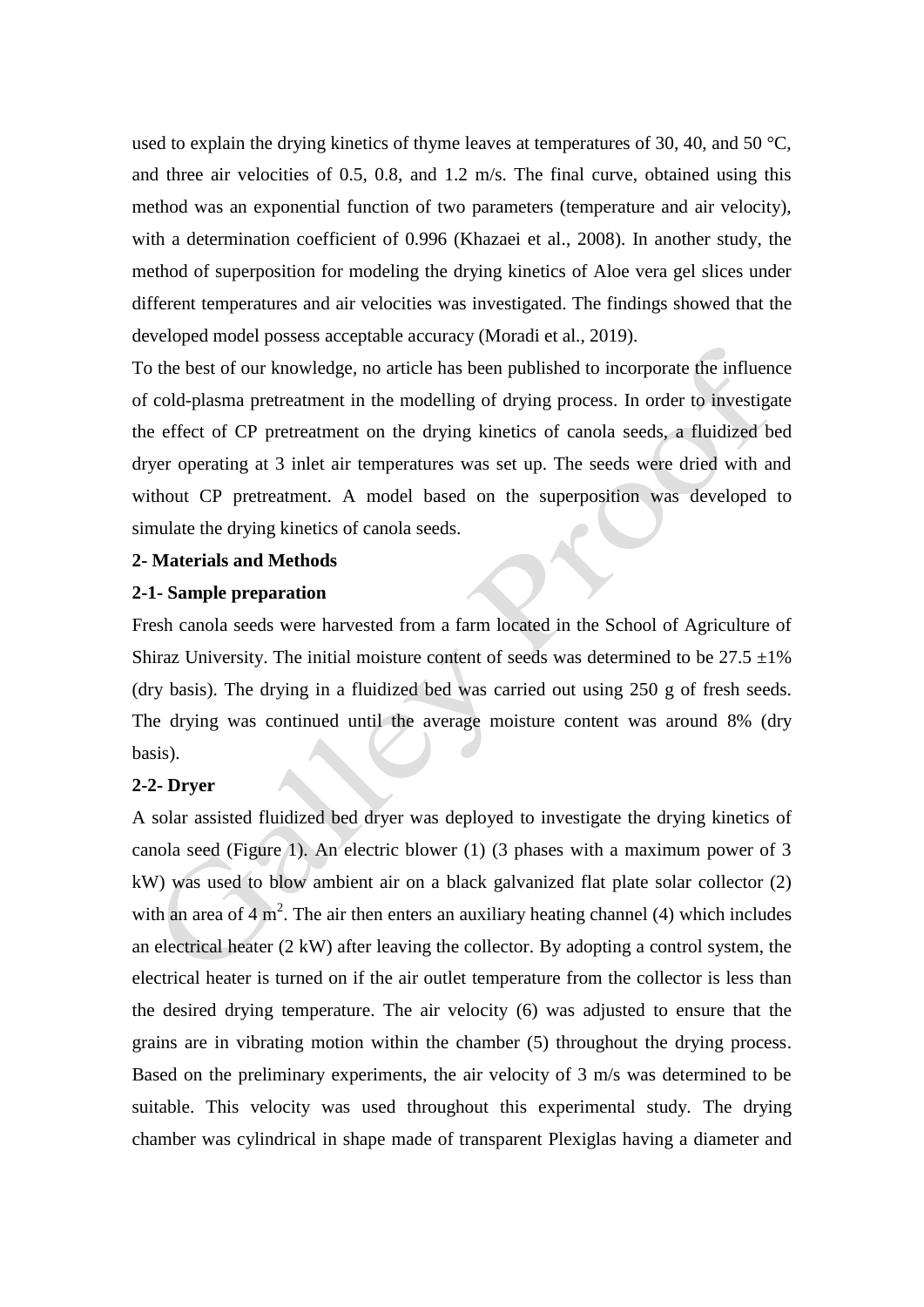used to explain the drying kinetics of thyme leaves at temperatures of 30, 40, and 50 °C, and three air velocities of 0.5, 0.8, and 1.2 m/s. The final curve, obtained using this method was an exponential function of two parameters (temperature and air velocity), with a determination coefficient of 0.996 (Khazaei et al., 2008). In another study, the method of superposition for modeling the drying kinetics of Aloe vera gel slices under different temperatures and air velocities was investigated. The findings showed that the developed model possess acceptable accuracy (Moradi et al., 2019).

To the best of our knowledge, no article has been published to incorporate the influence of cold-plasma pretreatment in the modelling of drying process. In order to investigate the effect of CP pretreatment on the drying kinetics of canola seeds, a fluidized bed dryer operating at 3 inlet air temperatures was set up. The seeds were dried with and without CP pretreatment. A model based on the superposition was developed to simulate the drying kinetics of canola seeds.

## 2- Materials and Methods

### 2-1- Sample preparation

Fresh canola seeds were harvested from a farm located in the School of Agriculture of Shiraz University. The initial moisture content of seeds was determined to be 27.5 ±1% (dry basis). The drying in a fluidized bed was carried out using 250 g of fresh seeds. The drying was continued until the average moisture content was around 8% (dry basis).

### 2-2- Dryer

A solar assisted fluidized bed dryer was deployed to investigate the drying kinetics of canola seed (Figure 1). An electric blower (1) (3 phases with a maximum power of 3 kW) was used to blow ambient air on a black galvanized flat plate solar collector (2) with an area of 4 $m^2$. The air then enters an auxiliary heating channel (4) which includes an electrical heater (2 kW) after leaving the collector. By adopting a control system, the electrical heater is turned on if the air outlet temperature from the collector is less than the desired drying temperature. The air velocity (6) was adjusted to ensure that the grains are in vibrating motion within the chamber (5) throughout the drying process. Based on the preliminary experiments, the air velocity of 3 m/s was determined to be suitable. This velocity was used throughout this experimental study. The drying chamber was cylindrical in shape made of transparent Plexiglas having a diameter and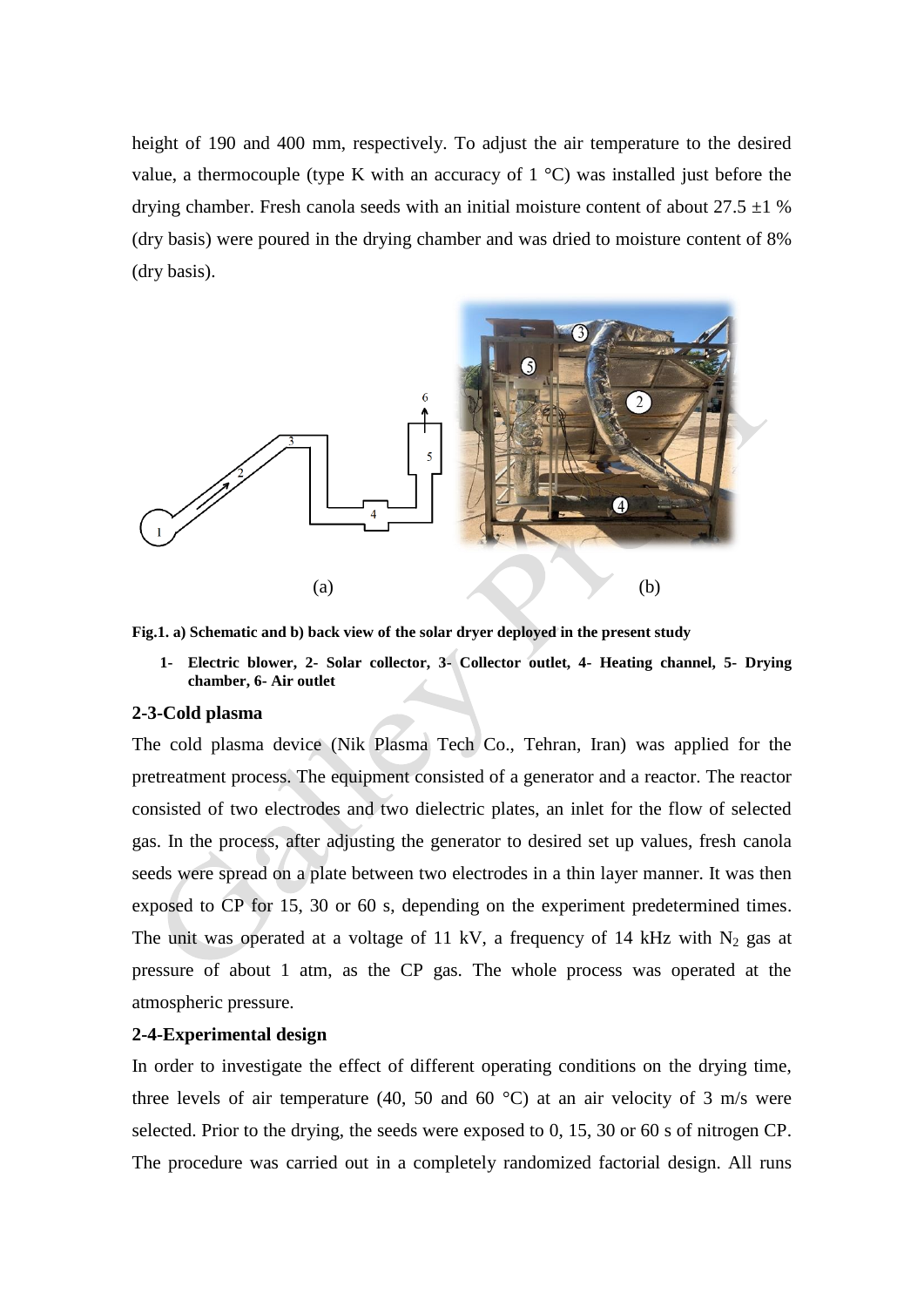height of 190 and 400 mm, respectively. To adjust the air temperature to the desired value, a thermocouple (type K with an accuracy of 1 °C) was installed just before the drying chamber. Fresh canola seeds with an initial moisture content of about 27.5 ±1 % (dry basis) were poured in the drying chamber and was dried to moisture content of 8% (dry basis).

**Fig.1. a) Schematic and b) back view of the solar dryer deployed in the present study**

1. **Electric blower, 2- Solar collector, 3- Collector outlet, 4- Heating channel, 5- Drying chamber, 6- Air outlet**

### 2-3-Cold plasma

The cold plasma device (Nik Plasma Tech Co., Tehran, Iran) was applied for the pretreatment process. The equipment consisted of a generator and a reactor. The reactor consisted of two electrodes and two dielectric plates, an inlet for the flow of selected gas. In the process, after adjusting the generator to desired set up values, fresh canola seeds were spread on a plate between two electrodes in a thin layer manner. It was then exposed to CP for 15, 30 or 60 s, depending on the experiment predetermined times. The unit was operated at a voltage of 11 kV, a frequency of 14 kHz with $N_2$ gas at pressure of about 1 atm, as the CP gas. The whole process was operated at the atmospheric pressure.

### 2-4-Experimental design

In order to investigate the effect of different operating conditions on the drying time, three levels of air temperature (40, 50 and 60 °C) at an air velocity of 3 m/s were selected. Prior to the drying, the seeds were exposed to 0, 15, 30 or 60 s of nitrogen CP. The procedure was carried out in a completely randomized factorial design. All runs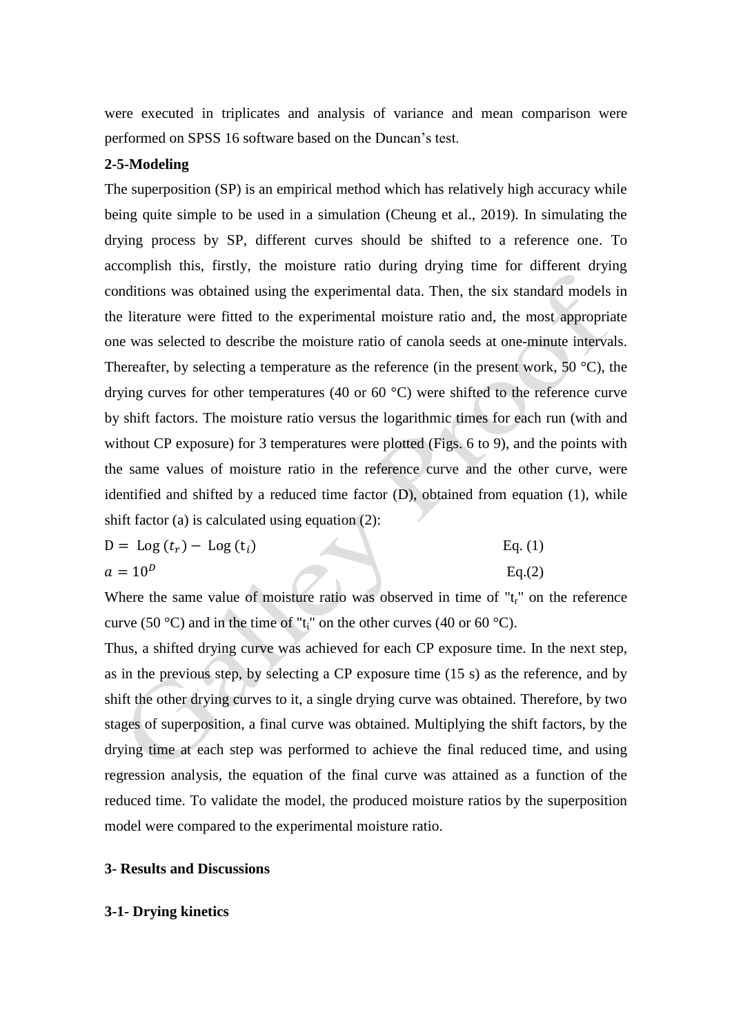were executed in triplicates and analysis of variance and mean comparison were performed on SPSS 16 software based on the Duncan's test.

**2-5-Modeling**

The superposition (SP) is an empirical method which has relatively high accuracy while being quite simple to be used in a simulation (Cheung et al., 2019). In simulating the drying process by SP, different curves should be shifted to a reference one. To accomplish this, firstly, the moisture ratio during drying time for different drying conditions was obtained using the experimental data. Then, the six standard models in the literature were fitted to the experimental moisture ratio and, the most appropriate one was selected to describe the moisture ratio of canola seeds at one-minute intervals. Thereafter, by selecting a temperature as the reference (in the present work, 50 °C), the drying curves for other temperatures (40 or 60 °C) were shifted to the reference curve by shift factors. The moisture ratio versus the logarithmic times for each run (with and without CP exposure) for 3 temperatures were plotted (Figs. 6 to 9), and the points with the same values of moisture ratio in the reference curve and the other curve, were identified and shifted by a reduced time factor (D), obtained from equation (1), while shift factor (a) is calculated using equation (2):

$$D = \text{Log}\,(t_r) - \text{Log}\,(t_i) \qquad \text{Eq. (1)}$$

$$a = 10^D \qquad \text{Eq.(2)}$$

Where the same value of moisture ratio was observed in time of "$t_r$" on the reference curve (50 °C) and in the time of "$t_i$" on the other curves (40 or 60 °C).

Thus, a shifted drying curve was achieved for each CP exposure time. In the next step, as in the previous step, by selecting a CP exposure time (15 s) as the reference, and by shift the other drying curves to it, a single drying curve was obtained. Therefore, by two stages of superposition, a final curve was obtained. Multiplying the shift factors, by the drying time at each step was performed to achieve the final reduced time, and using regression analysis, the equation of the final curve was attained as a function of the reduced time. To validate the model, the produced moisture ratios by the superposition model were compared to the experimental moisture ratio.

**3- Results and Discussions**

**3-1- Drying kinetics**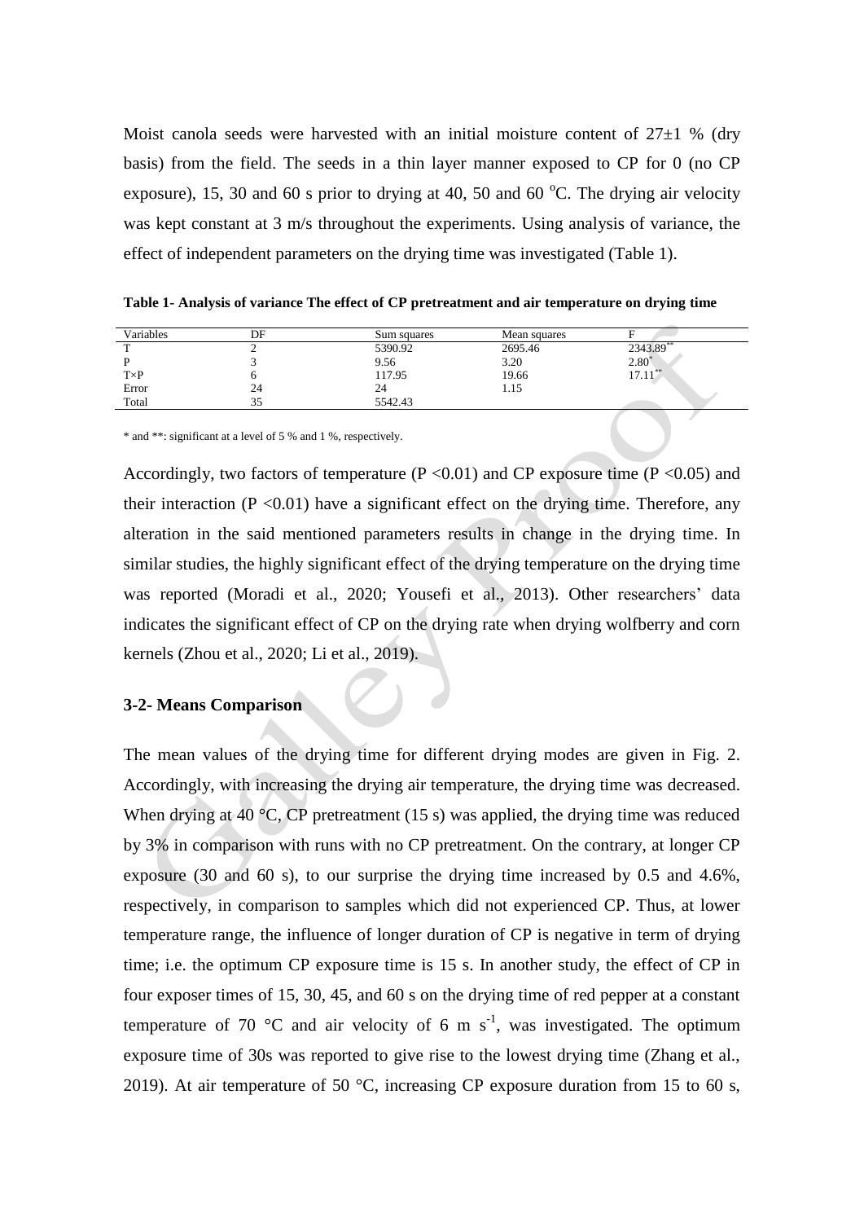Moist canola seeds were harvested with an initial moisture content of 27±1 % (dry basis) from the field. The seeds in a thin layer manner exposed to CP for 0 (no CP exposure), 15, 30 and 60 s prior to drying at 40, 50 and 60 °C. The drying air velocity was kept constant at 3 m/s throughout the experiments. Using analysis of variance, the effect of independent parameters on the drying time was investigated (Table 1).

**Table 1- Analysis of variance The effect of CP pretreatment and air temperature on drying time**

| Variables | DF | Sum squares | Mean squares | F |
|---|---|---|---|---|
| T | 2 | 5390.92 | 2695.46 | 2343.89** |
| P | 3 | 9.56 | 3.20 | 2.80* |
| T×P | 6 | 117.95 | 19.66 | 17.11** |
| Error | 24 | 24 | 1.15 | |
| Total | 35 | 5542.43 | | |

* and **: significant at a level of 5 % and 1 %, respectively.

Accordingly, two factors of temperature ($P < 0.01$) and CP exposure time ($P < 0.05$) and their interaction ($P < 0.01$) have a significant effect on the drying time. Therefore, any alteration in the said mentioned parameters results in change in the drying time. In similar studies, the highly significant effect of the drying temperature on the drying time was reported (Moradi et al., 2020; Yousefi et al., 2013). Other researchers' data indicates the significant effect of CP on the drying rate when drying wolfberry and corn kernels (Zhou et al., 2020; Li et al., 2019).

### 3-2- Means Comparison

The mean values of the drying time for different drying modes are given in Fig. 2. Accordingly, with increasing the drying air temperature, the drying time was decreased. When drying at 40 °C, CP pretreatment (15 s) was applied, the drying time was reduced by 3% in comparison with runs with no CP pretreatment. On the contrary, at longer CP exposure (30 and 60 s), to our surprise the drying time increased by 0.5 and 4.6%, respectively, in comparison to samples which did not experienced CP. Thus, at lower temperature range, the influence of longer duration of CP is negative in term of drying time; i.e. the optimum CP exposure time is 15 s. In another study, the effect of CP in four exposer times of 15, 30, 45, and 60 s on the drying time of red pepper at a constant temperature of 70 °C and air velocity of 6 m $s^{-1}$, was investigated. The optimum exposure time of 30s was reported to give rise to the lowest drying time (Zhang et al., 2019). At air temperature of 50 °C, increasing CP exposure duration from 15 to 60 s,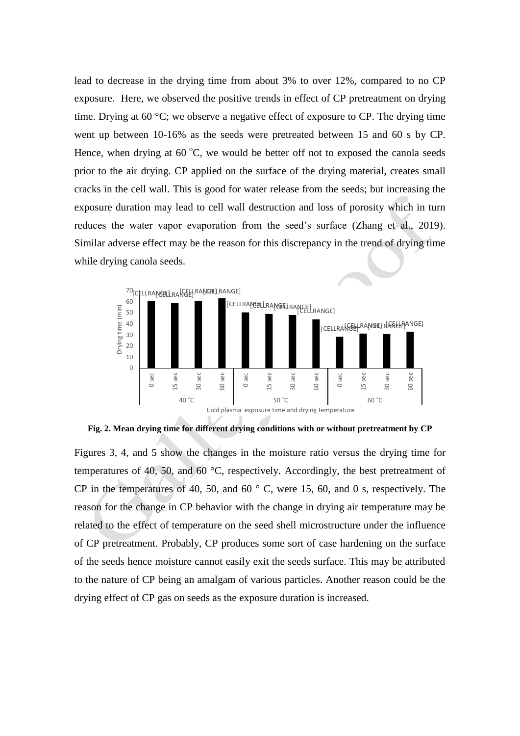lead to decrease in the drying time from about 3% to over 12%, compared to no CP exposure. Here, we observed the positive trends in effect of CP pretreatment on drying time. Drying at 60 °C; we observe a negative effect of exposure to CP. The drying time went up between 10-16% as the seeds were pretreated between 15 and 60 s by CP. Hence, when drying at 60 $^{o}$C, we would be better off not to exposed the canola seeds prior to the air drying. CP applied on the surface of the drying material, creates small cracks in the cell wall. This is good for water release from the seeds; but increasing the exposure duration may lead to cell wall destruction and loss of porosity which in turn reduces the water vapor evaporation from the seed's surface (Zhang et al., 2019). Similar adverse effect may be the reason for this discrepancy in the trend of drying time while drying canola seeds.

**Fig. 2. Mean drying time for different drying conditions with or without pretreatment by CP**

Figures 3, 4, and 5 show the changes in the moisture ratio versus the drying time for temperatures of 40, 50, and 60 °C, respectively. Accordingly, the best pretreatment of CP in the temperatures of 40, 50, and 60 ° C, were 15, 60, and 0 s, respectively. The reason for the change in CP behavior with the change in drying air temperature may be related to the effect of temperature on the seed shell microstructure under the influence of CP pretreatment. Probably, CP produces some sort of case hardening on the surface of the seeds hence moisture cannot easily exit the seeds surface. This may be attributed to the nature of CP being an amalgam of various particles. Another reason could be the drying effect of CP gas on seeds as the exposure duration is increased.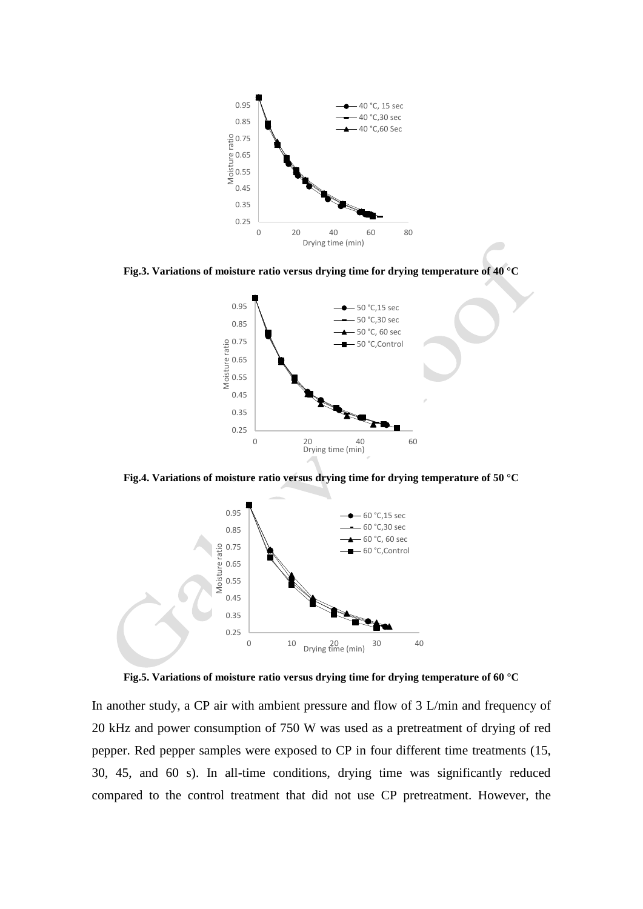**Fig.3. Variations of moisture ratio versus drying time for drying temperature of 40 °C**

**Fig.4. Variations of moisture ratio versus drying time for drying temperature of 50 °C**

**Fig.5. Variations of moisture ratio versus drying time for drying temperature of 60 °C**

In another study, a CP air with ambient pressure and flow of 3 L/min and frequency of 20 kHz and power consumption of 750 W was used as a pretreatment of drying of red pepper. Red pepper samples were exposed to CP in four different time treatments (15, 30, 45, and 60 s). In all-time conditions, drying time was significantly reduced compared to the control treatment that did not use CP pretreatment. However, the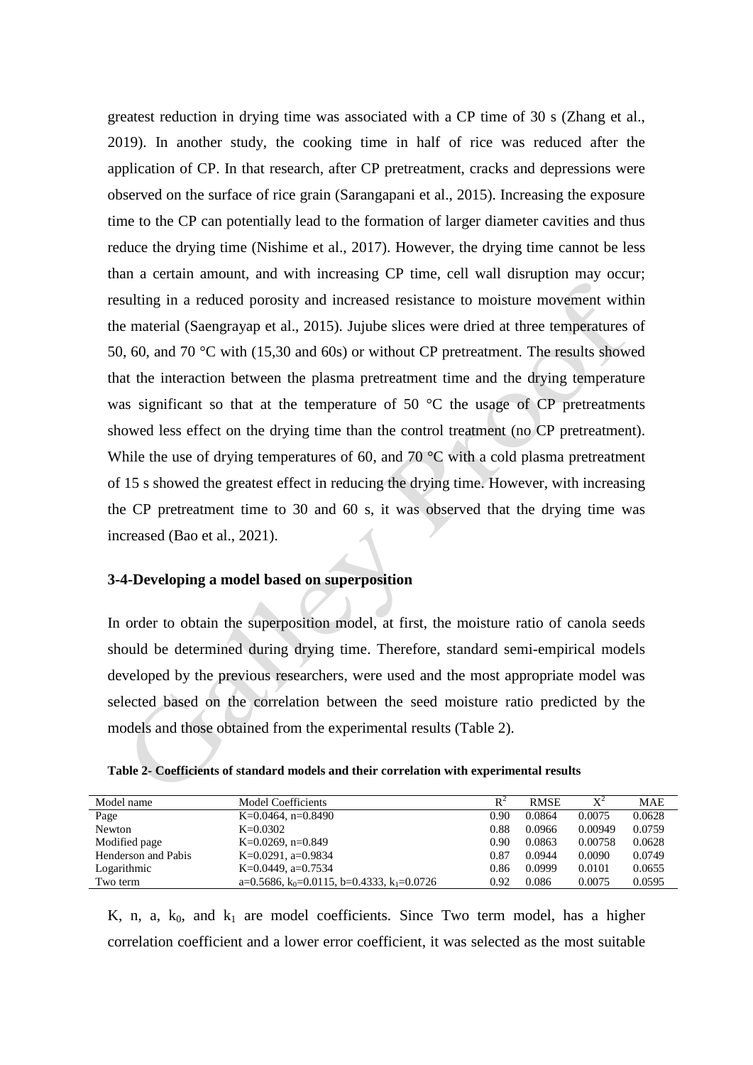greatest reduction in drying time was associated with a CP time of 30 s (Zhang et al., 2019). In another study, the cooking time in half of rice was reduced after the application of CP. In that research, after CP pretreatment, cracks and depressions were observed on the surface of rice grain (Sarangapani et al., 2015). Increasing the exposure time to the CP can potentially lead to the formation of larger diameter cavities and thus reduce the drying time (Nishime et al., 2017). However, the drying time cannot be less than a certain amount, and with increasing CP time, cell wall disruption may occur; resulting in a reduced porosity and increased resistance to moisture movement within the material (Saengrayap et al., 2015). Jujube slices were dried at three temperatures of 50, 60, and 70 °C with (15,30 and 60s) or without CP pretreatment. The results showed that the interaction between the plasma pretreatment time and the drying temperature was significant so that at the temperature of 50 °C the usage of CP pretreatments showed less effect on the drying time than the control treatment (no CP pretreatment). While the use of drying temperatures of 60, and 70 °C with a cold plasma pretreatment of 15 s showed the greatest effect in reducing the drying time. However, with increasing the CP pretreatment time to 30 and 60 s, it was observed that the drying time was increased (Bao et al., 2021).

### 3-4-Developing a model based on superposition

In order to obtain the superposition model, at first, the moisture ratio of canola seeds should be determined during drying time. Therefore, standard semi-empirical models developed by the previous researchers, were used and the most appropriate model was selected based on the correlation between the seed moisture ratio predicted by the models and those obtained from the experimental results (Table 2).

**Table 2- Coefficients of standard models and their correlation with experimental results**

| Model name | Model Coefficients | $R^2$ | RMSE | $X^2$ | MAE |
|---|---|---|---|---|---|
| Page | K=0.0464, n=0.8490 | 0.90 | 0.0864 | 0.0075 | 0.0628 |
| Newton | K=0.0302 | 0.88 | 0.0966 | 0.00949 | 0.0759 |
| Modified page | K=0.0269, n=0.849 | 0.90 | 0.0863 | 0.00758 | 0.0628 |
| Henderson and Pabis | K=0.0291, a=0.9834 | 0.87 | 0.0944 | 0.0090 | 0.0749 |
| Logarithmic | K=0.0449, a=0.7534 | 0.86 | 0.0999 | 0.0101 | 0.0655 |
| Two term | a=0.5686, $k_0$=0.0115, b=0.4333, $k_1$=0.0726 | 0.92 | 0.086 | 0.0075 | 0.0595 |

K, n, a, $k_0$, and $k_1$ are model coefficients. Since Two term model, has a higher correlation coefficient and a lower error coefficient, it was selected as the most suitable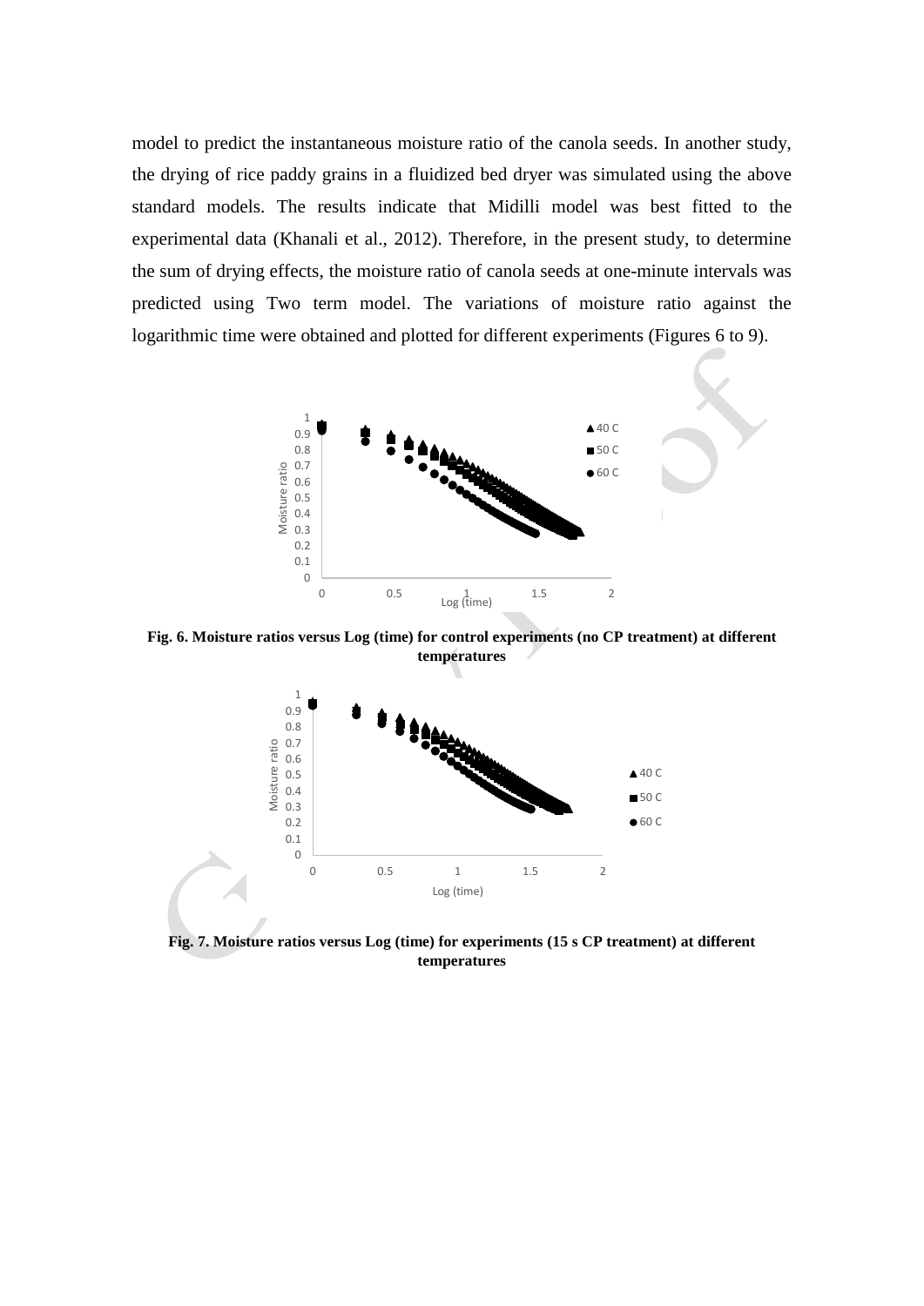model to predict the instantaneous moisture ratio of the canola seeds. In another study, the drying of rice paddy grains in a fluidized bed dryer was simulated using the above standard models. The results indicate that Midilli model was best fitted to the experimental data (Khanali et al., 2012). Therefore, in the present study, to determine the sum of drying effects, the moisture ratio of canola seeds at one-minute intervals was predicted using Two term model. The variations of moisture ratio against the logarithmic time were obtained and plotted for different experiments (Figures 6 to 9).

**Fig. 6. Moisture ratios versus Log (time) for control experiments (no CP treatment) at different temperatures**

**Fig. 7. Moisture ratios versus Log (time) for experiments (15 s CP treatment) at different temperatures**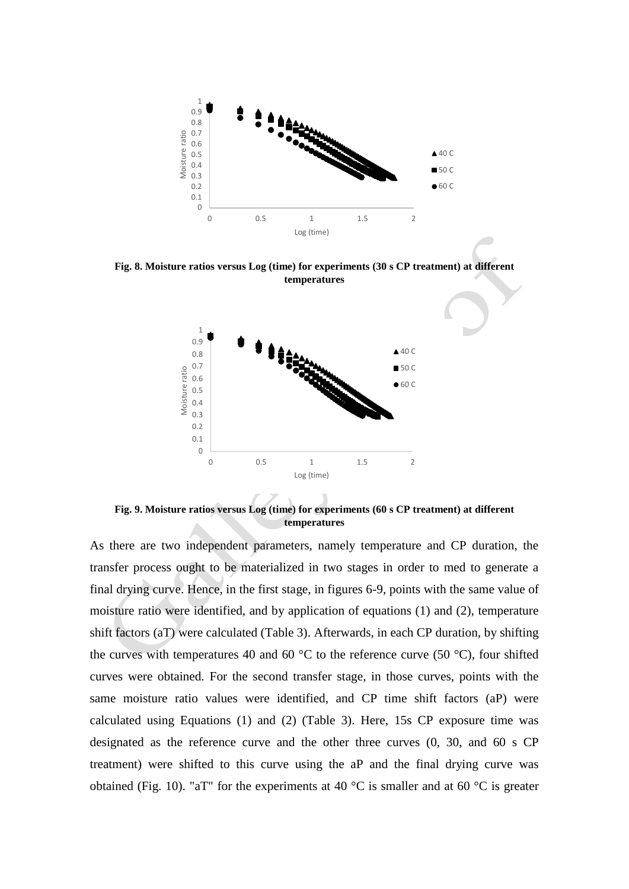**Fig. 8. Moisture ratios versus Log (time) for experiments (30 s CP treatment) at different temperatures**

**Fig. 9. Moisture ratios versus Log (time) for experiments (60 s CP treatment) at different temperatures**

As there are two independent parameters, namely temperature and CP duration, the transfer process ought to be materialized in two stages in order to med to generate a final drying curve. Hence, in the first stage, in figures 6-9, points with the same value of moisture ratio were identified, and by application of equations (1) and (2), temperature shift factors (aT) were calculated (Table 3). Afterwards, in each CP duration, by shifting the curves with temperatures 40 and 60 °C to the reference curve (50 °C), four shifted curves were obtained. For the second transfer stage, in those curves, points with the same moisture ratio values were identified, and CP time shift factors (aP) were calculated using Equations (1) and (2) (Table 3). Here, 15s CP exposure time was designated as the reference curve and the other three curves (0, 30, and 60 s CP treatment) were shifted to this curve using the aP and the final drying curve was obtained (Fig. 10). "aT" for the experiments at 40 °C is smaller and at 60 °C is greater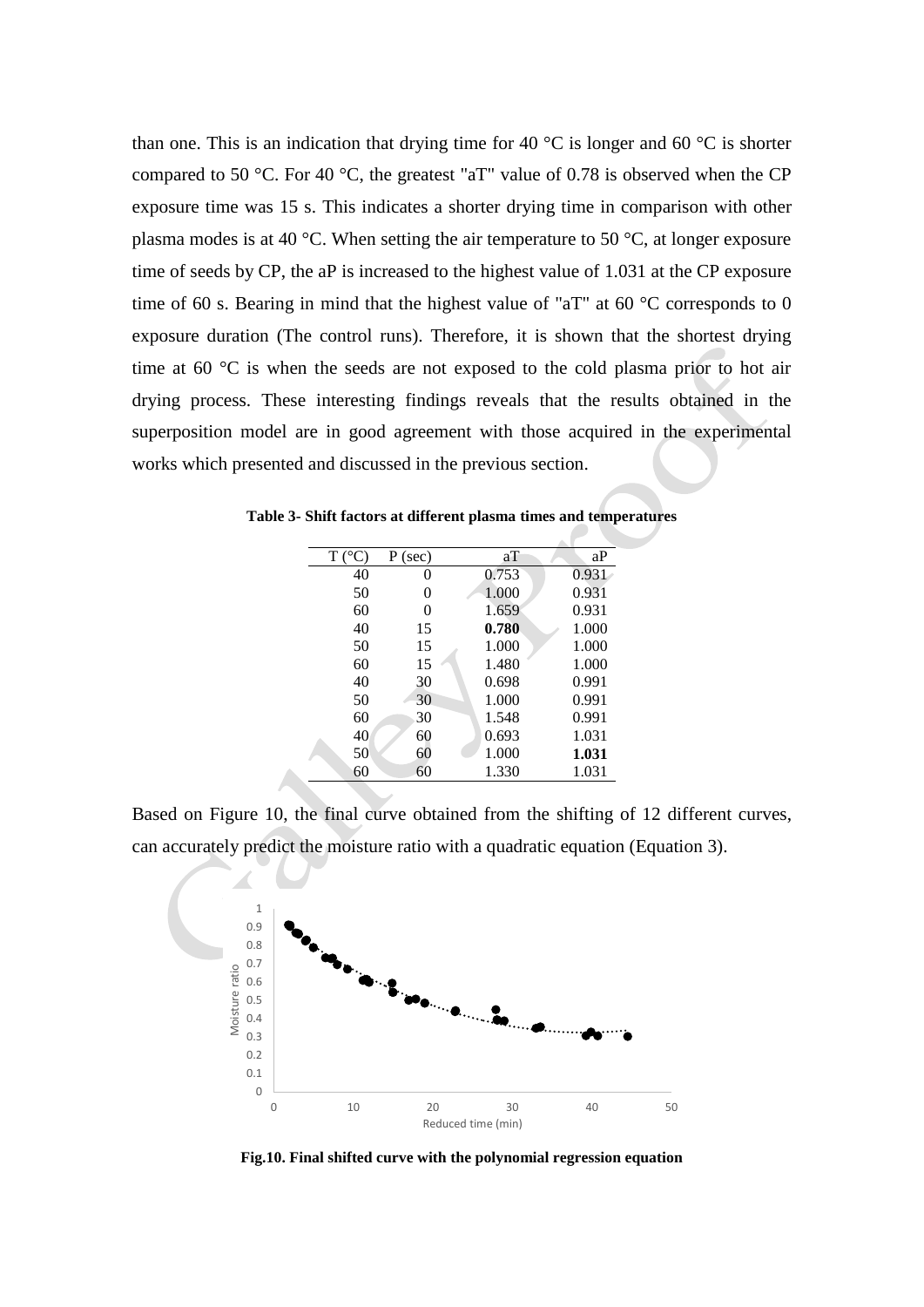than one. This is an indication that drying time for 40 °C is longer and 60 °C is shorter compared to 50 °C. For 40 °C, the greatest "aT" value of 0.78 is observed when the CP exposure time was 15 s. This indicates a shorter drying time in comparison with other plasma modes is at 40 °C. When setting the air temperature to 50 °C, at longer exposure time of seeds by CP, the aP is increased to the highest value of 1.031 at the CP exposure time of 60 s. Bearing in mind that the highest value of "aT" at 60 °C corresponds to 0 exposure duration (The control runs). Therefore, it is shown that the shortest drying time at 60 °C is when the seeds are not exposed to the cold plasma prior to hot air drying process. These interesting findings reveals that the results obtained in the superposition model are in good agreement with those acquired in the experimental works which presented and discussed in the previous section.

**Table 3- Shift factors at different plasma times and temperatures**

| T (°C) | P (sec) | aT | aP |
|---|---|---|---|
| 40 | 0 | 0.753 | 0.931 |
| 50 | 0 | 1.000 | 0.931 |
| 60 | 0 | 1.659 | 0.931 |
| 40 | 15 | **0.780** | 1.000 |
| 50 | 15 | 1.000 | 1.000 |
| 60 | 15 | 1.480 | 1.000 |
| 40 | 30 | 0.698 | 0.991 |
| 50 | 30 | 1.000 | 0.991 |
| 60 | 30 | 1.548 | 0.991 |
| 40 | 60 | 0.693 | 1.031 |
| 50 | 60 | 1.000 | **1.031** |
| 60 | 60 | 1.330 | 1.031 |

Based on Figure 10, the final curve obtained from the shifting of 12 different curves, can accurately predict the moisture ratio with a quadratic equation (Equation 3).

**Fig.10. Final shifted curve with the polynomial regression equation**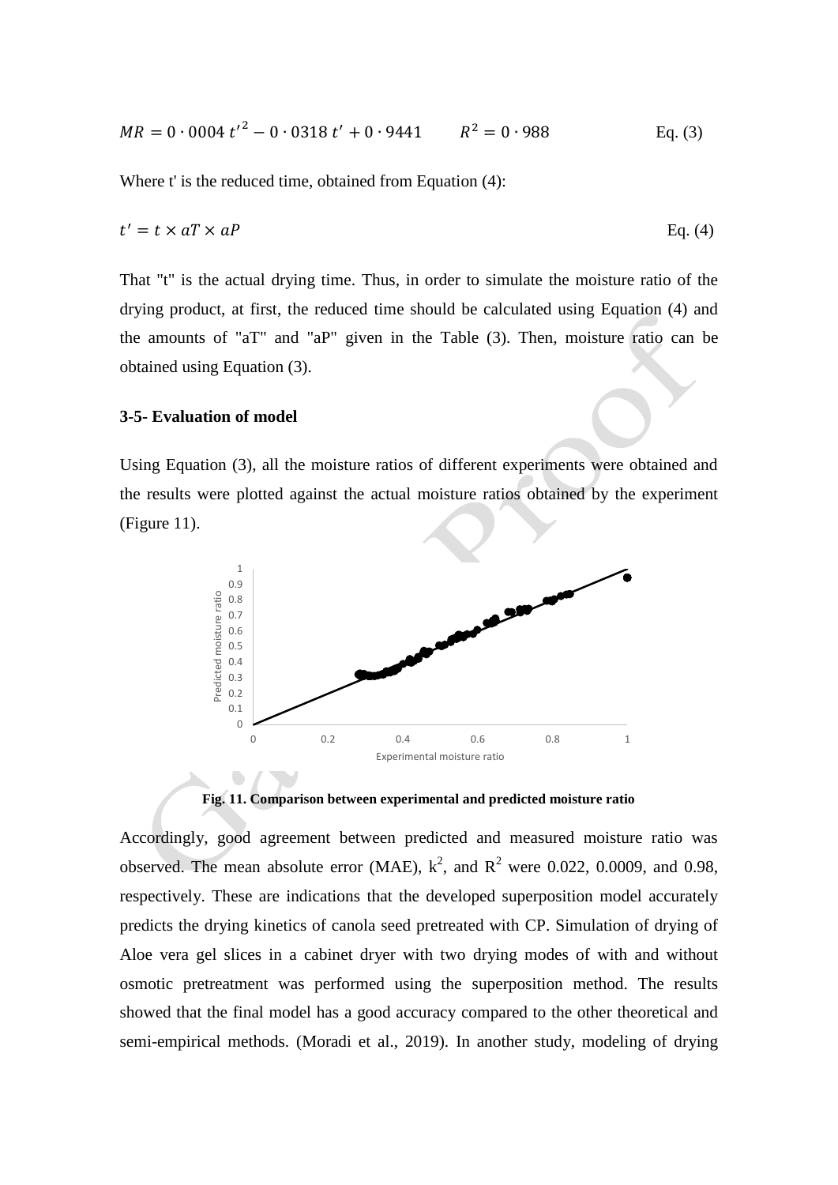$$MR = 0 \cdot 0004\, t'^2 - 0 \cdot 0318\, t' + 0 \cdot 9441 \qquad R^2 = 0 \cdot 988 \qquad \text{Eq. (3)}$$

Where t' is the reduced time, obtained from Equation (4):

$$t' = t \times aT \times aP \qquad \text{Eq. (4)}$$

That "t" is the actual drying time. Thus, in order to simulate the moisture ratio of the drying product, at first, the reduced time should be calculated using Equation (4) and the amounts of "aT" and "aP" given in the Table (3). Then, moisture ratio can be obtained using Equation (3).

### 3-5- Evaluation of model

Using Equation (3), all the moisture ratios of different experiments were obtained and the results were plotted against the actual moisture ratios obtained by the experiment (Figure 11).

**Fig. 11. Comparison between experimental and predicted moisture ratio**

Accordingly, good agreement between predicted and measured moisture ratio was observed. The mean absolute error (MAE), $k^2$, and $R^2$ were 0.022, 0.0009, and 0.98, respectively. These are indications that the developed superposition model accurately predicts the drying kinetics of canola seed pretreated with CP. Simulation of drying of Aloe vera gel slices in a cabinet dryer with two drying modes of with and without osmotic pretreatment was performed using the superposition method. The results showed that the final model has a good accuracy compared to the other theoretical and semi-empirical methods. (Moradi et al., 2019). In another study, modeling of drying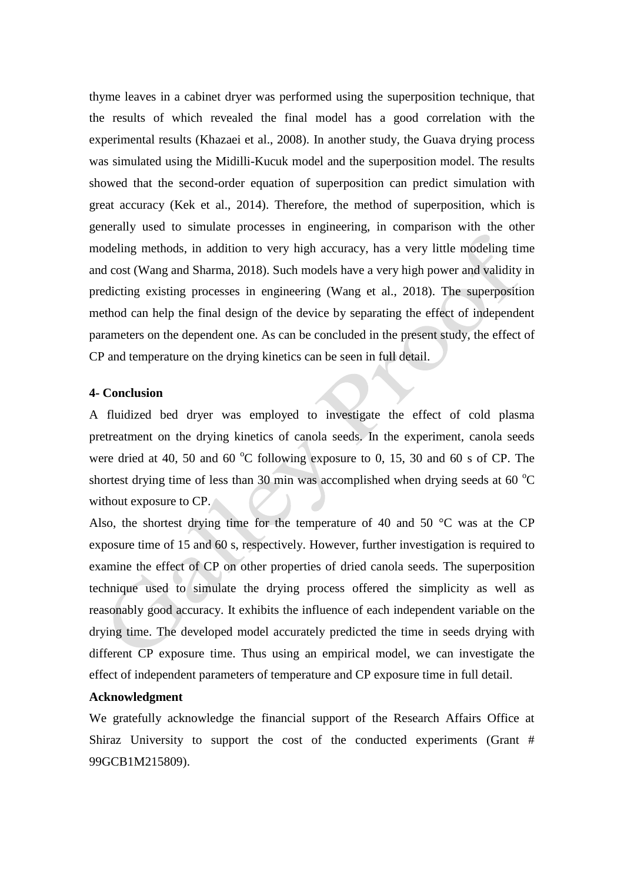thyme leaves in a cabinet dryer was performed using the superposition technique, that the results of which revealed the final model has a good correlation with the experimental results (Khazaei et al., 2008). In another study, the Guava drying process was simulated using the Midilli-Kucuk model and the superposition model. The results showed that the second-order equation of superposition can predict simulation with great accuracy (Kek et al., 2014). Therefore, the method of superposition, which is generally used to simulate processes in engineering, in comparison with the other modeling methods, in addition to very high accuracy, has a very little modeling time and cost (Wang and Sharma, 2018). Such models have a very high power and validity in predicting existing processes in engineering (Wang et al., 2018). The superposition method can help the final design of the device by separating the effect of independent parameters on the dependent one. As can be concluded in the present study, the effect of CP and temperature on the drying kinetics can be seen in full detail.

## 4- Conclusion

A fluidized bed dryer was employed to investigate the effect of cold plasma pretreatment on the drying kinetics of canola seeds. In the experiment, canola seeds were dried at 40, 50 and 60 $^{o}$C following exposure to 0, 15, 30 and 60 s of CP. The shortest drying time of less than 30 min was accomplished when drying seeds at 60 $^{o}$C without exposure to CP.

Also, the shortest drying time for the temperature of 40 and 50 °C was at the CP exposure time of 15 and 60 s, respectively. However, further investigation is required to examine the effect of CP on other properties of dried canola seeds. The superposition technique used to simulate the drying process offered the simplicity as well as reasonably good accuracy. It exhibits the influence of each independent variable on the drying time. The developed model accurately predicted the time in seeds drying with different CP exposure time. Thus using an empirical model, we can investigate the effect of independent parameters of temperature and CP exposure time in full detail.

**Acknowledgment**

We gratefully acknowledge the financial support of the Research Affairs Office at Shiraz University to support the cost of the conducted experiments (Grant # 99GCB1M215809).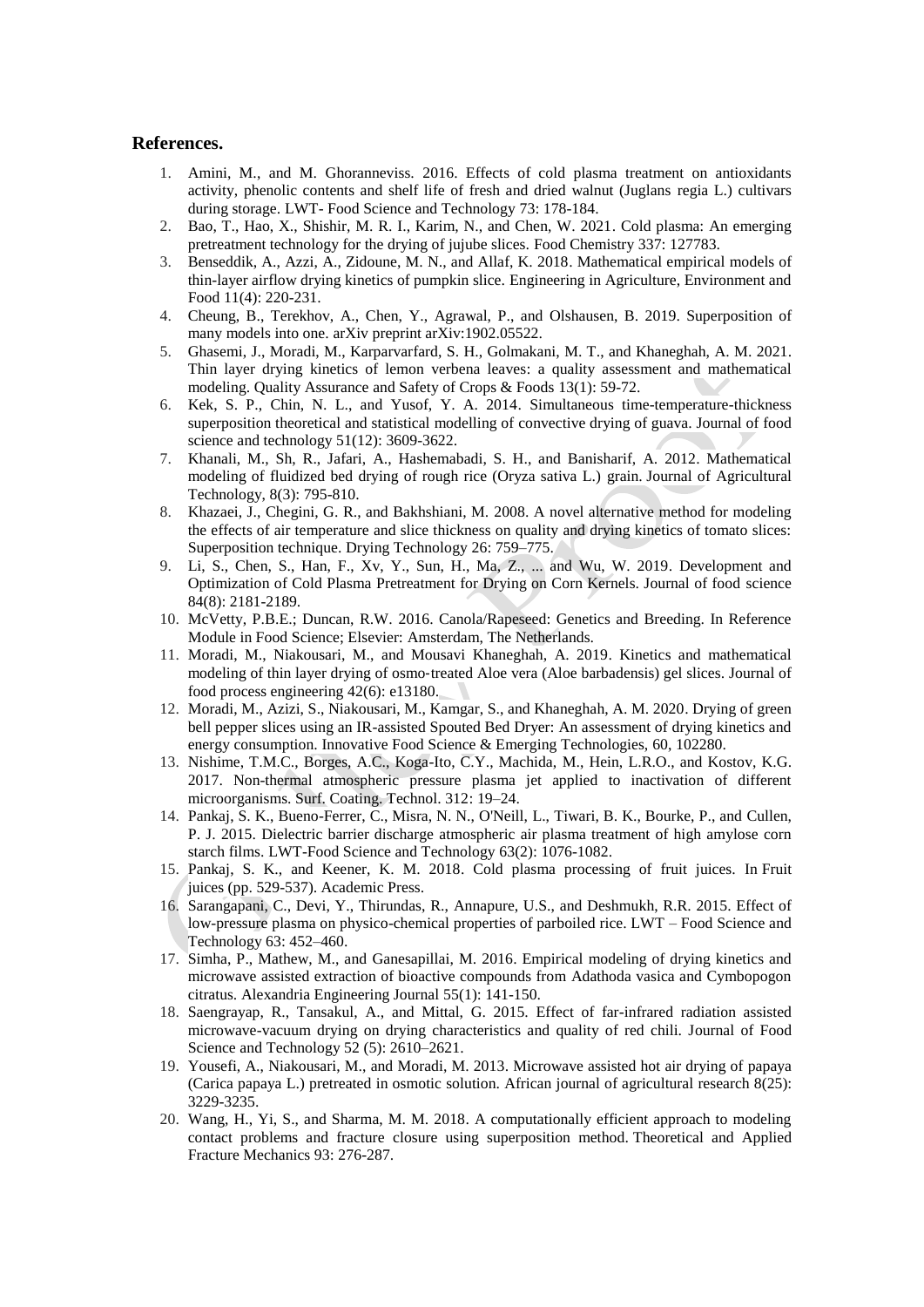## References.

1. Amini, M., and M. Ghoranneviss. 2016. Effects of cold plasma treatment on antioxidants activity, phenolic contents and shelf life of fresh and dried walnut (Juglans regia L.) cultivars during storage. LWT- Food Science and Technology 73: 178-184.
2. Bao, T., Hao, X., Shishir, M. R. I., Karim, N., and Chen, W. 2021. Cold plasma: An emerging pretreatment technology for the drying of jujube slices. Food Chemistry 337: 127783.
3. Benseddik, A., Azzi, A., Zidoune, M. N., and Allaf, K. 2018. Mathematical empirical models of thin-layer airflow drying kinetics of pumpkin slice. Engineering in Agriculture, Environment and Food 11(4): 220-231.
4. Cheung, B., Terekhov, A., Chen, Y., Agrawal, P., and Olshausen, B. 2019. Superposition of many models into one. arXiv preprint arXiv:1902.05522.
5. Ghasemi, J., Moradi, M., Karparvarfard, S. H., Golmakani, M. T., and Khaneghah, A. M. 2021. Thin layer drying kinetics of lemon verbena leaves: a quality assessment and mathematical modeling. Quality Assurance and Safety of Crops & Foods 13(1): 59-72.
6. Kek, S. P., Chin, N. L., and Yusof, Y. A. 2014. Simultaneous time-temperature-thickness superposition theoretical and statistical modelling of convective drying of guava. Journal of food science and technology 51(12): 3609-3622.
7. Khanali, M., Sh, R., Jafari, A., Hashemabadi, S. H., and Banisharif, A. 2012. Mathematical modeling of fluidized bed drying of rough rice (Oryza sativa L.) grain. Journal of Agricultural Technology, 8(3): 795-810.
8. Khazaei, J., Chegini, G. R., and Bakhshiani, M. 2008. A novel alternative method for modeling the effects of air temperature and slice thickness on quality and drying kinetics of tomato slices: Superposition technique. Drying Technology 26: 759–775.
9. Li, S., Chen, S., Han, F., Xv, Y., Sun, H., Ma, Z., ... and Wu, W. 2019. Development and Optimization of Cold Plasma Pretreatment for Drying on Corn Kernels. Journal of food science 84(8): 2181-2189.
10. McVetty, P.B.E.; Duncan, R.W. 2016. Canola/Rapeseed: Genetics and Breeding. In Reference Module in Food Science; Elsevier: Amsterdam, The Netherlands.
11. Moradi, M., Niakousari, M., and Mousavi Khaneghah, A. 2019. Kinetics and mathematical modeling of thin layer drying of osmo‐treated Aloe vera (Aloe barbadensis) gel slices. Journal of food process engineering 42(6): e13180.
12. Moradi, M., Azizi, S., Niakousari, M., Kamgar, S., and Khaneghah, A. M. 2020. Drying of green bell pepper slices using an IR-assisted Spouted Bed Dryer: An assessment of drying kinetics and energy consumption. Innovative Food Science & Emerging Technologies, 60, 102280.
13. Nishime, T.M.C., Borges, A.C., Koga-Ito, C.Y., Machida, M., Hein, L.R.O., and Kostov, K.G. 2017. Non-thermal atmospheric pressure plasma jet applied to inactivation of different microorganisms. Surf. Coating. Technol. 312: 19–24.
14. Pankaj, S. K., Bueno-Ferrer, C., Misra, N. N., O'Neill, L., Tiwari, B. K., Bourke, P., and Cullen, P. J. 2015. Dielectric barrier discharge atmospheric air plasma treatment of high amylose corn starch films. LWT-Food Science and Technology 63(2): 1076-1082.
15. Pankaj, S. K., and Keener, K. M. 2018. Cold plasma processing of fruit juices. In Fruit juices (pp. 529-537). Academic Press.
16. Sarangapani, C., Devi, Y., Thirundas, R., Annapure, U.S., and Deshmukh, R.R. 2015. Effect of low-pressure plasma on physico-chemical properties of parboiled rice. LWT – Food Science and Technology 63: 452–460.
17. Simha, P., Mathew, M., and Ganesapillai, M. 2016. Empirical modeling of drying kinetics and microwave assisted extraction of bioactive compounds from Adathoda vasica and Cymbopogon citratus. Alexandria Engineering Journal 55(1): 141-150.
18. Saengrayap, R., Tansakul, A., and Mittal, G. 2015. Effect of far-infrared radiation assisted microwave-vacuum drying on drying characteristics and quality of red chili. Journal of Food Science and Technology 52 (5): 2610–2621.
19. Yousefi, A., Niakousari, M., and Moradi, M. 2013. Microwave assisted hot air drying of papaya (Carica papaya L.) pretreated in osmotic solution. African journal of agricultural research 8(25): 3229-3235.
20. Wang, H., Yi, S., and Sharma, M. M. 2018. A computationally efficient approach to modeling contact problems and fracture closure using superposition method. Theoretical and Applied Fracture Mechanics 93: 276-287.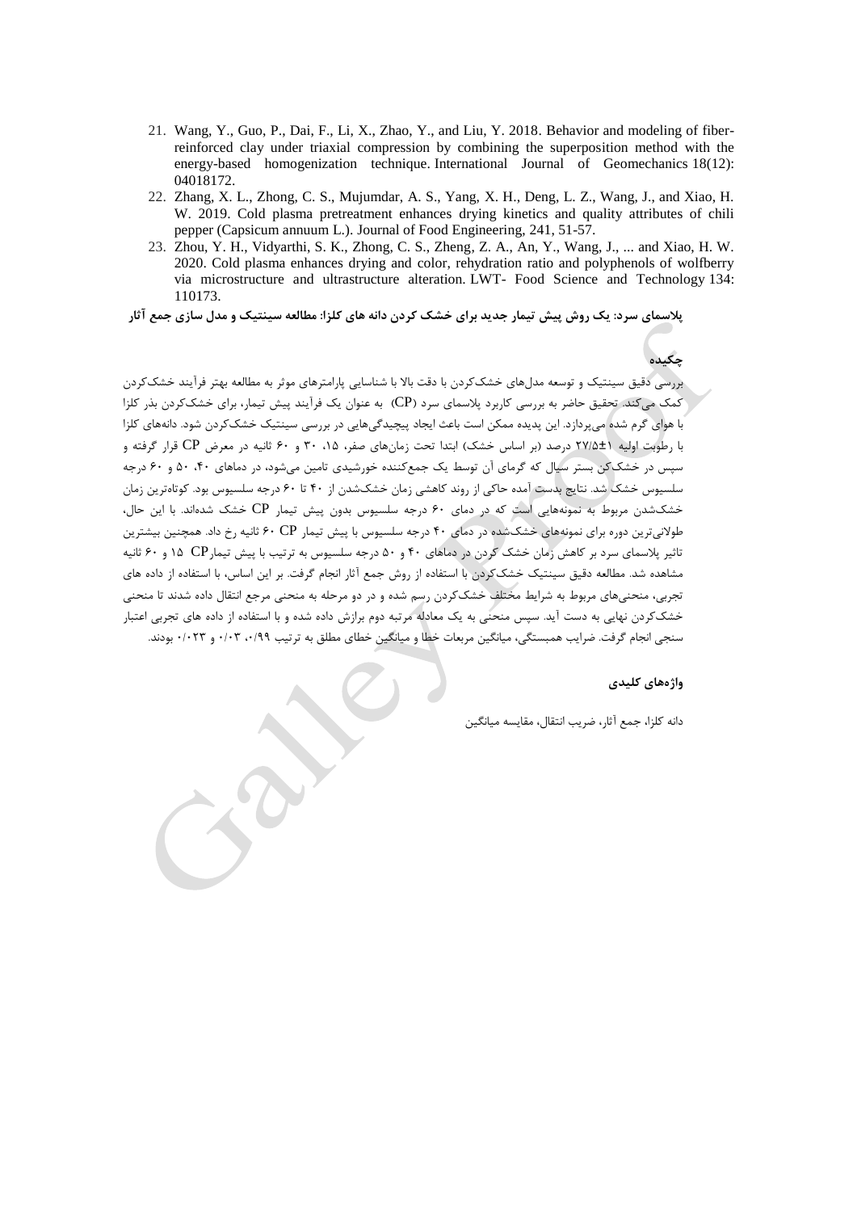21. Wang, Y., Guo, P., Dai, F., Li, X., Zhao, Y., and Liu, Y. 2018. Behavior and modeling of fiber-reinforced clay under triaxial compression by combining the superposition method with the energy-based homogenization technique. International Journal of Geomechanics 18(12): 04018172.
22. Zhang, X. L., Zhong, C. S., Mujumdar, A. S., Yang, X. H., Deng, L. Z., Wang, J., and Xiao, H. W. 2019. Cold plasma pretreatment enhances drying kinetics and quality attributes of chili pepper (Capsicum annuum L.). Journal of Food Engineering, 241, 51-57.
23. Zhou, Y. H., Vidyarthi, S. K., Zhong, C. S., Zheng, Z. A., An, Y., Wang, J., ... and Xiao, H. W. 2020. Cold plasma enhances drying and color, rehydration ratio and polyphenols of wolfberry via microstructure and ultrastructure alteration. LWT- Food Science and Technology 134: 110173.

**پلاسمای سرد: یک روش پیش تیمار جدید برای خشک کردن دانه های کلزا: مطالعه سینتیک و مدل سازی جمع آثار**

## چکیده

بررسی دقیق سینتیک و توسعه مدل‌های خشک‌کردن با دقت بالا با شناسایی پارامترهای موثر به مطالعه بهتر فرآیند خشک‌کردن کمک می‌کند. تحقیق حاضر به بررسی کاربرد پلاسمای سرد (CP) به عنوان یک فرآیند پیش تیمار، برای خشک‌کردن بذر کلزا با هوای گرم شده می‌پردازد. این پدیده ممکن است باعث ایجاد پیچیدگی‌هایی در بررسی سینتیک خشک‌کردن شود. دانه‌های کلزا با رطوبت اولیه ۲۷/۵±۱ درصد (بر اساس خشک) ابتدا تحت زمان‌های صفر، ۱۵، ۳۰ و ۶۰ ثانیه در معرض CP قرار گرفته و سپس در خشک‌کن بستر سیال که گرمای آن توسط یک جمع‌کننده خورشیدی تامین می‌شود، در دماهای ۴۰، ۵۰ و ۶۰ درجه سلسیوس خشک شد. نتایج بدست آمده حاکی از روند کاهشی زمان خشک‌شدن از ۴۰ تا ۶۰ درجه سلسیوس بود. کوتاه‌ترین زمان خشک‌شدن مربوط به نمونه‌هایی است که در دمای ۶۰ درجه سلسیوس بدون پیش تیمار CP خشک شده‌اند. با این حال، طولانی‌ترین دوره برای نمونه‌های خشک‌شده در دمای ۴۰ درجه سلسیوس با پیش تیمار CP ۶۰ ثانیه رخ داد. همچنین بیشترین تاثیر پلاسمای سرد بر کاهش زمان خشک کردن در دماهای ۴۰ و ۵۰ درجه سلسیوس به ترتیب با پیش تیمارCP ۱۵ و ۶۰ ثانیه مشاهده شد. مطالعه دقیق سینتیک خشک‌کردن با استفاده از روش جمع آثار انجام گرفت. بر این اساس، با استفاده از داده های تجربی، منحنی‌های مربوط به شرایط مختلف خشک‌کردن رسم شده و در دو مرحله به منحنی مرجع انتقال داده شدند تا منحنی خشک‌کردن نهایی به دست آید. سپس منحنی به یک معادله مرتبه دوم برازش داده شده و با استفاده از داده های تجربی اعتبار سنجی انجام گرفت. ضرایب همبستگی، میانگین مربعات خطا و میانگین خطای مطلق به ترتیب ۰/۹۹، ۰/۰۳ و ۰/۰۲۳ بودند.

### واژه‌های کلیدی

دانه کلزا، جمع آثار، ضریب انتقال، مقایسه میانگین